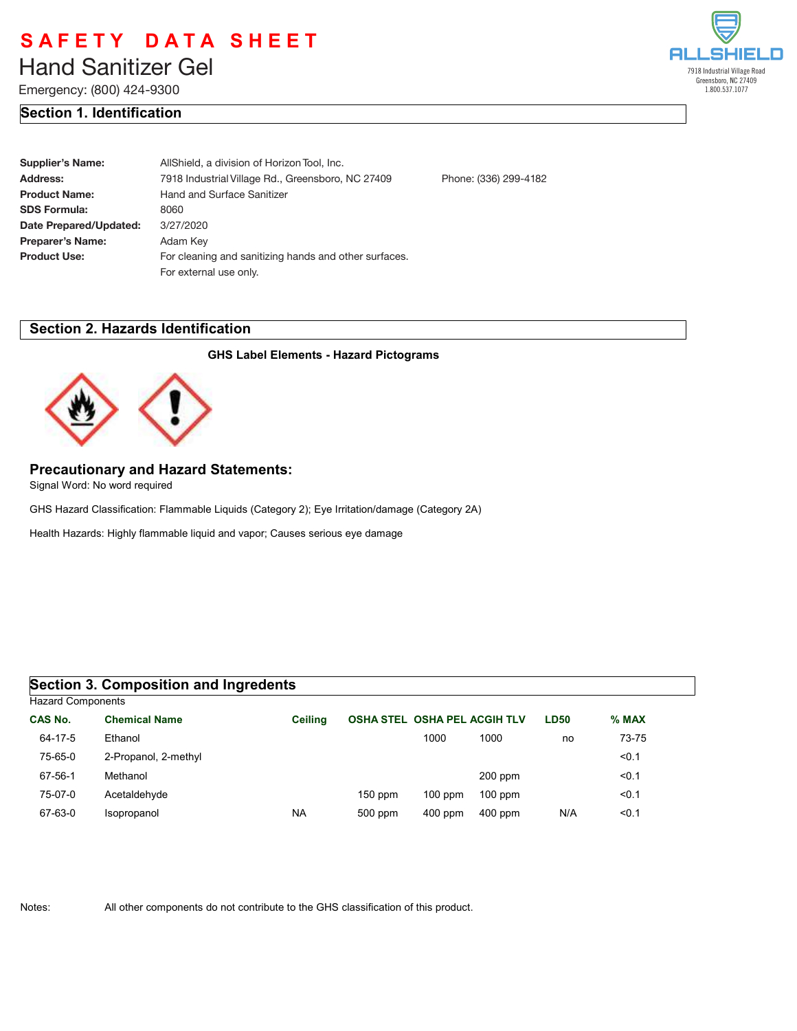# SAFETY DATA SHEET

## Hand Sanitizer Gel

Emergency: (800) 424-9300

ALLSHIELD
7918 Industrial Village Road
Greensboro, NC 27409
1.800.537.1077

## Section 1. Identification

| | | |
|---|---|---|
| **Supplier's Name:** | AllShield, a division of Horizon Tool, Inc. | |
| **Address:** | 7918 Industrial Village Rd., Greensboro, NC 27409 | Phone: (336) 299-4182 |
| **Product Name:** | Hand and Surface Sanitizer | |
| **SDS Formula:** | 8060 | |
| **Date Prepared/Updated:** | 3/27/2020 | |
| **Preparer's Name:** | Adam Key | |
| **Product Use:** | For cleaning and sanitizing hands and other surfaces. For external use only. | |

## Section 2. Hazards Identification

**GHS Label Elements - Hazard Pictograms**

### Precautionary and Hazard Statements:

Signal Word: No word required

GHS Hazard Classification: Flammable Liquids (Category 2); Eye Irritation/damage (Category 2A)

Health Hazards: Highly flammable liquid and vapor; Causes serious eye damage

## Section 3. Composition and Ingredients

Hazard Components

| CAS No. | Chemical Name | Ceiling | OSHA STEL | OSHA PEL | ACGIH TLV | LD50 | % MAX |
|---|---|---|---|---|---|---|---|
| 64-17-5 | Ethanol | | | 1000 | 1000 | no | 73-75 |
| 75-65-0 | 2-Propanol, 2-methyl | | | | | | <0.1 |
| 67-56-1 | Methanol | | | | 200 ppm | | <0.1 |
| 75-07-0 | Acetaldehyde | | 150 ppm | 100 ppm | 100 ppm | | <0.1 |
| 67-63-0 | Isopropanol | NA | 500 ppm | 400 ppm | 400 ppm | N/A | <0.1 |

Notes: All other components do not contribute to the GHS classification of this product.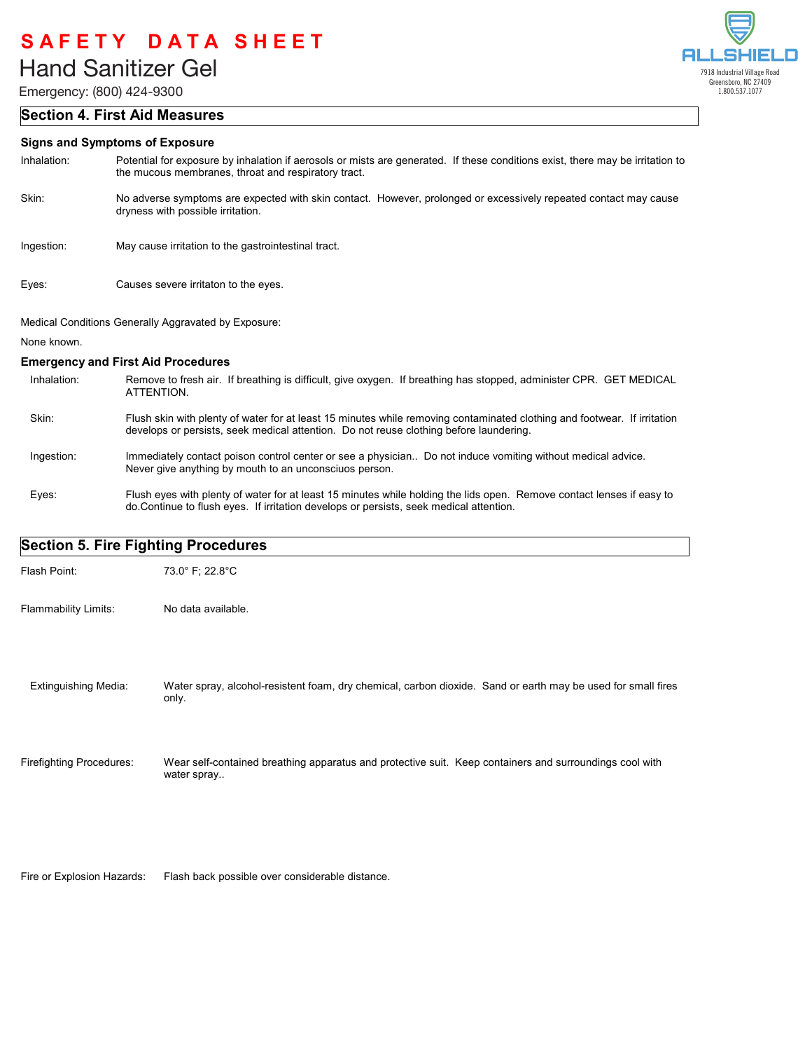# SAFETY DATA SHEET

## Hand Sanitizer Gel

Emergency: (800) 424-9300

ALLSHIELD
7918 Industrial Village Road
Greensboro, NC 27409
1.800.537.1077

## Section 4. First Aid Measures

### Signs and Symptoms of Exposure

Inhalation: Potential for exposure by inhalation if aerosols or mists are generated. If these conditions exist, there may be irritation to the mucous membranes, throat and respiratory tract.

Skin: No adverse symptoms are expected with skin contact. However, prolonged or excessively repeated contact may cause dryness with possible irritation.

Ingestion: May cause irritation to the gastrointestinal tract.

Eyes: Causes severe irritaton to the eyes.

Medical Conditions Generally Aggravated by Exposure:

None known.

### Emergency and First Aid Procedures

Inhalation: Remove to fresh air. If breathing is difficult, give oxygen. If breathing has stopped, administer CPR. GET MEDICAL ATTENTION.

Skin: Flush skin with plenty of water for at least 15 minutes while removing contaminated clothing and footwear. If irritation develops or persists, seek medical attention. Do not reuse clothing before laundering.

Ingestion: Immediately contact poison control center or see a physician.. Do not induce vomiting without medical advice. Never give anything by mouth to an unconsciuos person.

Eyes: Flush eyes with plenty of water for at least 15 minutes while holding the lids open. Remove contact lenses if easy to do.Continue to flush eyes. If irritation develops or persists, seek medical attention.

## Section 5. Fire Fighting Procedures

Flash Point: 73.0° F; 22.8°C

Flammability Limits: No data available.

Extinguishing Media: Water spray, alcohol-resistent foam, dry chemical, carbon dioxide. Sand or earth may be used for small fires only.

Firefighting Procedures: Wear self-contained breathing apparatus and protective suit. Keep containers and surroundings cool with water spray..

Fire or Explosion Hazards: Flash back possible over considerable distance.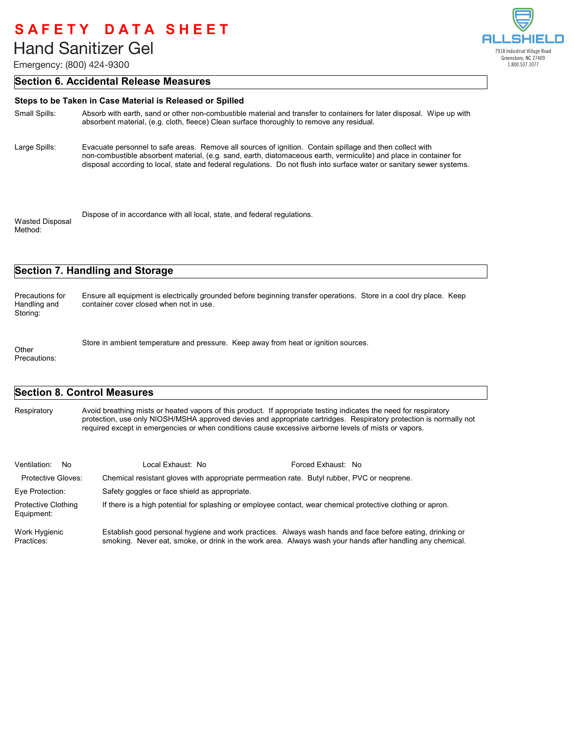# SAFETY DATA SHEET

## Hand Sanitizer Gel

Emergency: (800) 424-9300

ALLSHIELD
7918 Industrial Village Road
Greensboro, NC 27409
1.800.537.1077

## Section 6. Accidental Release Measures

**Steps to be Taken in Case Material is Released or Spilled**

Small Spills: Absorb with earth, sand or other non-combustible material and transfer to containers for later disposal. Wipe up with absorbent material, (e.g. cloth, fleece) Clean surface thoroughly to remove any residual.

Large Spills: Evacuate personnel to safe areas. Remove all sources of ignition. Contain spillage and then collect with non-combustible absorbent material, (e.g. sand, earth, diatomaceous earth, vermiculite) and place in container for disposal according to local, state and federal regulations. Do not flush into surface water or sanitary sewer systems.

Wasted Disposal Method: Dispose of in accordance with all local, state, and federal regulations.

## Section 7. Handling and Storage

Precautions for Handling and Storing: Ensure all equipment is electrically grounded before beginning transfer operations. Store in a cool dry place. Keep container cover closed when not in use.

Other Precautions: Store in ambient temperature and pressure. Keep away from heat or ignition sources.

## Section 8. Control Measures

Respiratory: Avoid breathing mists or heated vapors of this product. If appropriate testing indicates the need for respiratory protection, use only NIOSH/MSHA approved devies and appropriate cartridges. Respiratory protection is normally not required except in emergencies or when conditions cause excessive airborne levels of mists or vapors.

Ventilation: No Local Exhaust: No Forced Exhaust: No

Protective Gloves: Chemical resistant gloves with appropriate perrmeation rate. Butyl rubber, PVC or neoprene.

Eye Protection: Safety goggles or face shield as appropriate.

Protective Clothing Equipment: If there is a high potential for splashing or employee contact, wear chemical protective clothing or apron.

Work Hygienic Practices: Establish good personal hygiene and work practices. Always wash hands and face before eating, drinking or smoking. Never eat, smoke, or drink in the work area. Always wash your hands after handling any chemical.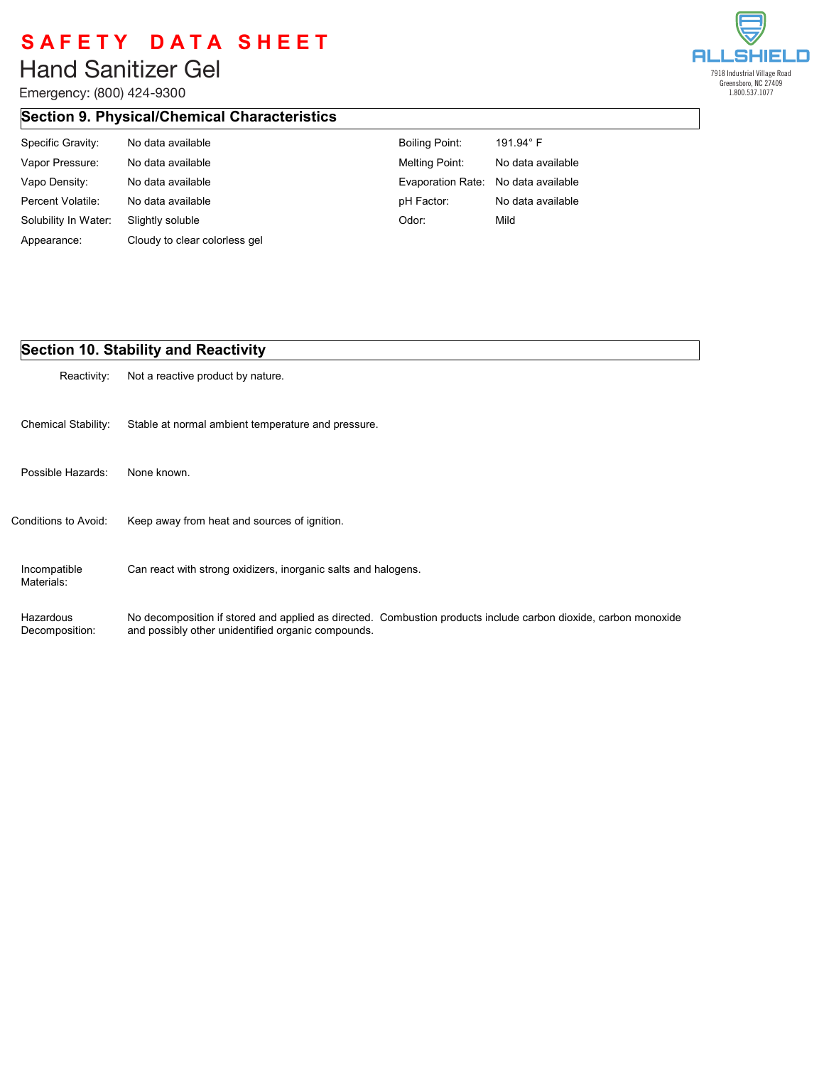# SAFETY DATA SHEET

## Hand Sanitizer Gel

Emergency: (800) 424-9300

ALLSHIELD
7918 Industrial Village Road
Greensboro, NC 27409
1.800.537.1077

## Section 9. Physical/Chemical Characteristics

| | | | |
|---|---|---|---|
| Specific Gravity: | No data available | Boiling Point: | 191.94° F |
| Vapor Pressure: | No data available | Melting Point: | No data available |
| Vapo Density: | No data available | Evaporation Rate: | No data available |
| Percent Volatile: | No data available | pH Factor: | No data available |
| Solubility In Water: | Slightly soluble | Odor: | Mild |
| Appearance: | Cloudy to clear colorless gel | | |

## Section 10. Stability and Reactivity

| | |
|---|---|
| Reactivity: | Not a reactive product by nature. |
| Chemical Stability: | Stable at normal ambient temperature and pressure. |
| Possible Hazards: | None known. |
| Conditions to Avoid: | Keep away from heat and sources of ignition. |
| Incompatible Materials: | Can react with strong oxidizers, inorganic salts and halogens. |
| Hazardous Decomposition: | No decomposition if stored and applied as directed. Combustion products include carbon dioxide, carbon monoxide and possibly other unidentified organic compounds. |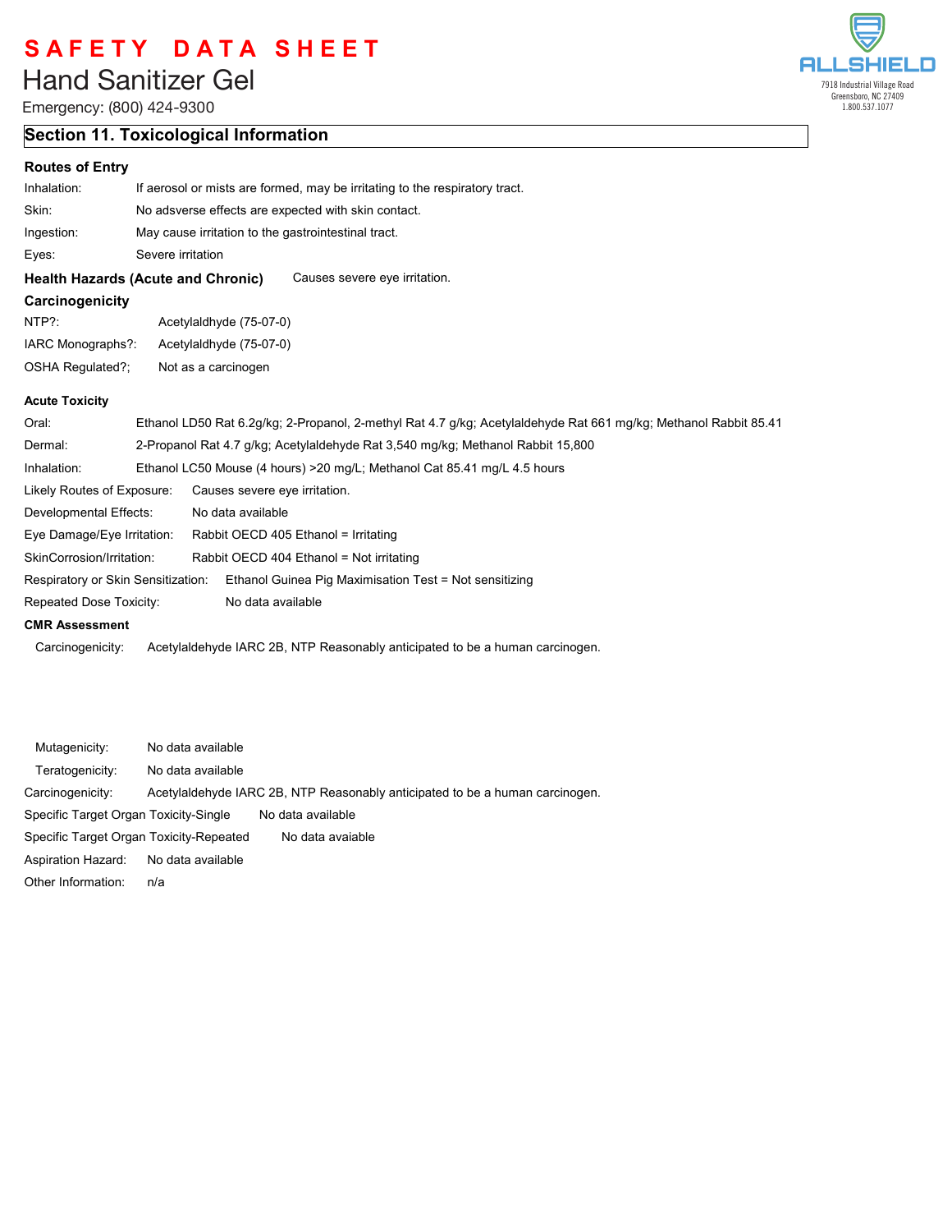# SAFETY DATA SHEET

## Hand Sanitizer Gel

Emergency: (800) 424-9300

ALLSHIELD
7918 Industrial Village Road
Greensboro, NC 27409
1.800.537.1077

## Section 11. Toxicological Information

### Routes of Entry

Inhalation: If aerosol or mists are formed, may be irritating to the respiratory tract.

Skin: No adsverse effects are expected with skin contact.

Ingestion: May cause irritation to the gastrointestinal tract.

Eyes: Severe irritation

**Health Hazards (Acute and Chronic)** Causes severe eye irritation.

### Carcinogenicity

NTP?: Acetylaldhyde (75-07-0)

IARC Monographs?: Acetylaldhyde (75-07-0)

OSHA Regulated?; Not as a carcinogen

**Acute Toxicity**

Oral: Ethanol LD50 Rat 6.2g/kg; 2-Propanol, 2-methyl Rat 4.7 g/kg; Acetylaldehyde Rat 661 mg/kg; Methanol Rabbit 85.41

Dermal: 2-Propanol Rat 4.7 g/kg; Acetylaldehyde Rat 3,540 mg/kg; Methanol Rabbit 15,800

Inhalation: Ethanol LC50 Mouse (4 hours) >20 mg/L; Methanol Cat 85.41 mg/L 4.5 hours

Likely Routes of Exposure: Causes severe eye irritation.

Developmental Effects: No data available

Eye Damage/Eye Irritation: Rabbit OECD 405 Ethanol = Irritating

SkinCorrosion/Irritation: Rabbit OECD 404 Ethanol = Not irritating

Respiratory or Skin Sensitization: Ethanol Guinea Pig Maximisation Test = Not sensitizing

Repeated Dose Toxicity: No data available

**CMR Assessment**

Carcinogenicity: Acetylaldehyde IARC 2B, NTP Reasonably anticipated to be a human carcinogen.

Mutagenicity: No data available

Teratogenicity: No data available

Carcinogenicity: Acetylaldehyde IARC 2B, NTP Reasonably anticipated to be a human carcinogen.

Specific Target Organ Toxicity-Single No data available

Specific Target Organ Toxicity-Repeated No data avaiable

Aspiration Hazard: No data available

Other Information: n/a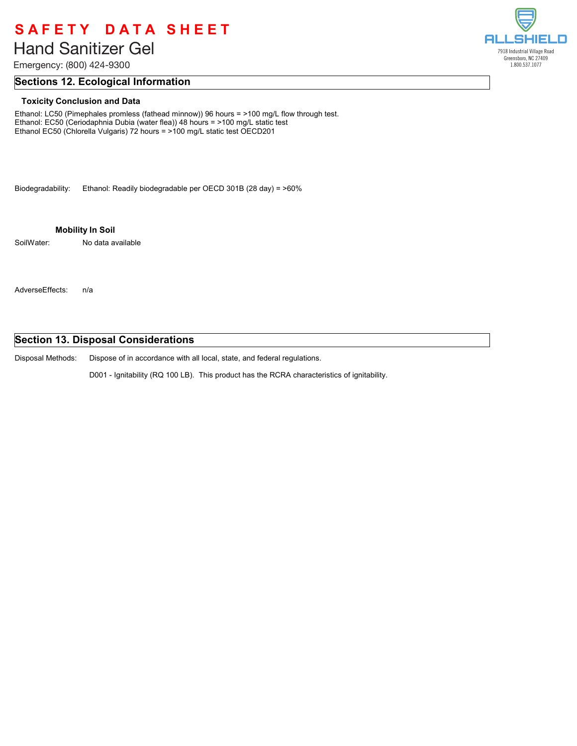## Sections 12. Ecological Information

### Toxicity Conclusion and Data

Ethanol: LC50 (Pimephales promless (fathead minnow)) 96 hours = >100 mg/L flow through test.
Ethanol: EC50 (Ceriodaphnia Dubia (water flea)) 48 hours = >100 mg/L static test
Ethanol EC50 (Chlorella Vulgaris) 72 hours = >100 mg/L static test OECD201

Biodegradability: Ethanol: Readily biodegradable per OECD 301B (28 day) = >60%

### Mobility In Soil

SoilWater: No data available

AdverseEffects: n/a

## Section 13. Disposal Considerations

Disposal Methods: Dispose of in accordance with all local, state, and federal regulations.

D001 - Ignitability (RQ 100 LB). This product has the RCRA characteristics of ignitability.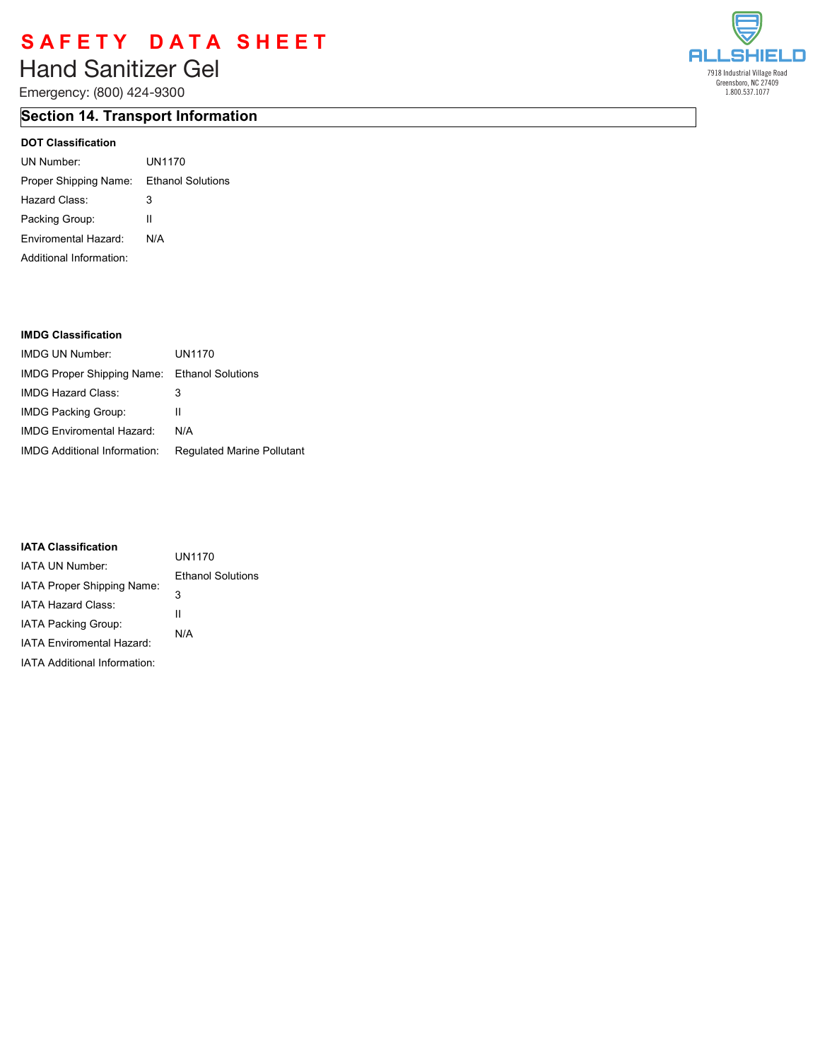# SAFETY DATA SHEET

## Hand Sanitizer Gel

Emergency: (800) 424-9300

ALLSHIELD
7918 Industrial Village Road
Greensboro, NC 27409
1.800.537.1077

## Section 14. Transport Information

**DOT Classification**

| | |
|---|---|
| UN Number: | UN1170 |
| Proper Shipping Name: | Ethanol Solutions |
| Hazard Class: | 3 |
| Packing Group: | II |
| Enviromental Hazard: | N/A |
| Additional Information: | |

**IMDG Classification**

| | |
|---|---|
| IMDG UN Number: | UN1170 |
| IMDG Proper Shipping Name: | Ethanol Solutions |
| IMDG Hazard Class: | 3 |
| IMDG Packing Group: | II |
| IMDG Enviromental Hazard: | N/A |
| IMDG Additional Information: | Regulated Marine Pollutant |

**IATA Classification**

| | |
|---|---|
| IATA UN Number: | UN1170 |
| IATA Proper Shipping Name: | Ethanol Solutions |
| IATA Hazard Class: | 3 |
| IATA Packing Group: | II |
| IATA Enviromental Hazard: | N/A |
| IATA Additional Information: | |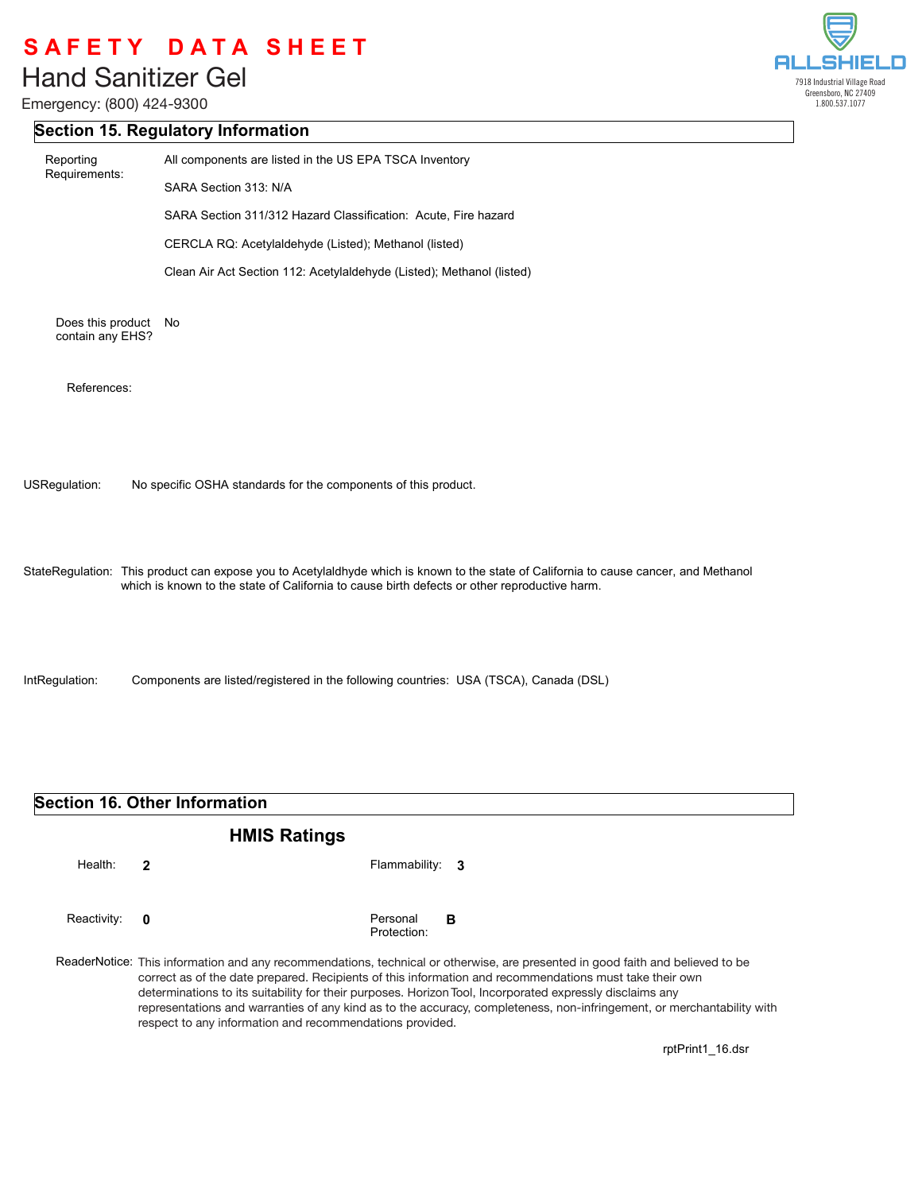# SAFETY DATA SHEET

## Hand Sanitizer Gel

Emergency: (800) 424-9300

ALLSHIELD
7918 Industrial Village Road
Greensboro, NC 27409
1.800.537.1077

## Section 15. Regulatory Information

Reporting Requirements: All components are listed in the US EPA TSCA Inventory

SARA Section 313: N/A

SARA Section 311/312 Hazard Classification: Acute, Fire hazard

CERCLA RQ: Acetylaldehyde (Listed); Methanol (listed)

Clean Air Act Section 112: Acetylaldehyde (Listed); Methanol (listed)

Does this product contain any EHS? No

References:

USRegulation: No specific OSHA standards for the components of this product.

StateRegulation: This product can expose you to Acetylaldhyde which is known to the state of California to cause cancer, and Methanol which is known to the state of California to cause birth defects or other reproductive harm.

IntRegulation: Components are listed/registered in the following countries: USA (TSCA), Canada (DSL)

## Section 16. Other Information

### HMIS Ratings

| | | | |
|---|---|---|---|
| Health: | **2** | Flammability: | **3** |
| Reactivity: | **0** | Personal Protection: | **B** |

ReaderNotice: This information and any recommendations, technical or otherwise, are presented in good faith and believed to be correct as of the date prepared. Recipients of this information and recommendations must take their own determinations to its suitability for their purposes. Horizon Tool, Incorporated expressly disclaims any representations and warranties of any kind as to the accuracy, completeness, non-infringement, or merchantability with respect to any information and recommendations provided.

rptPrint1_16.dsr